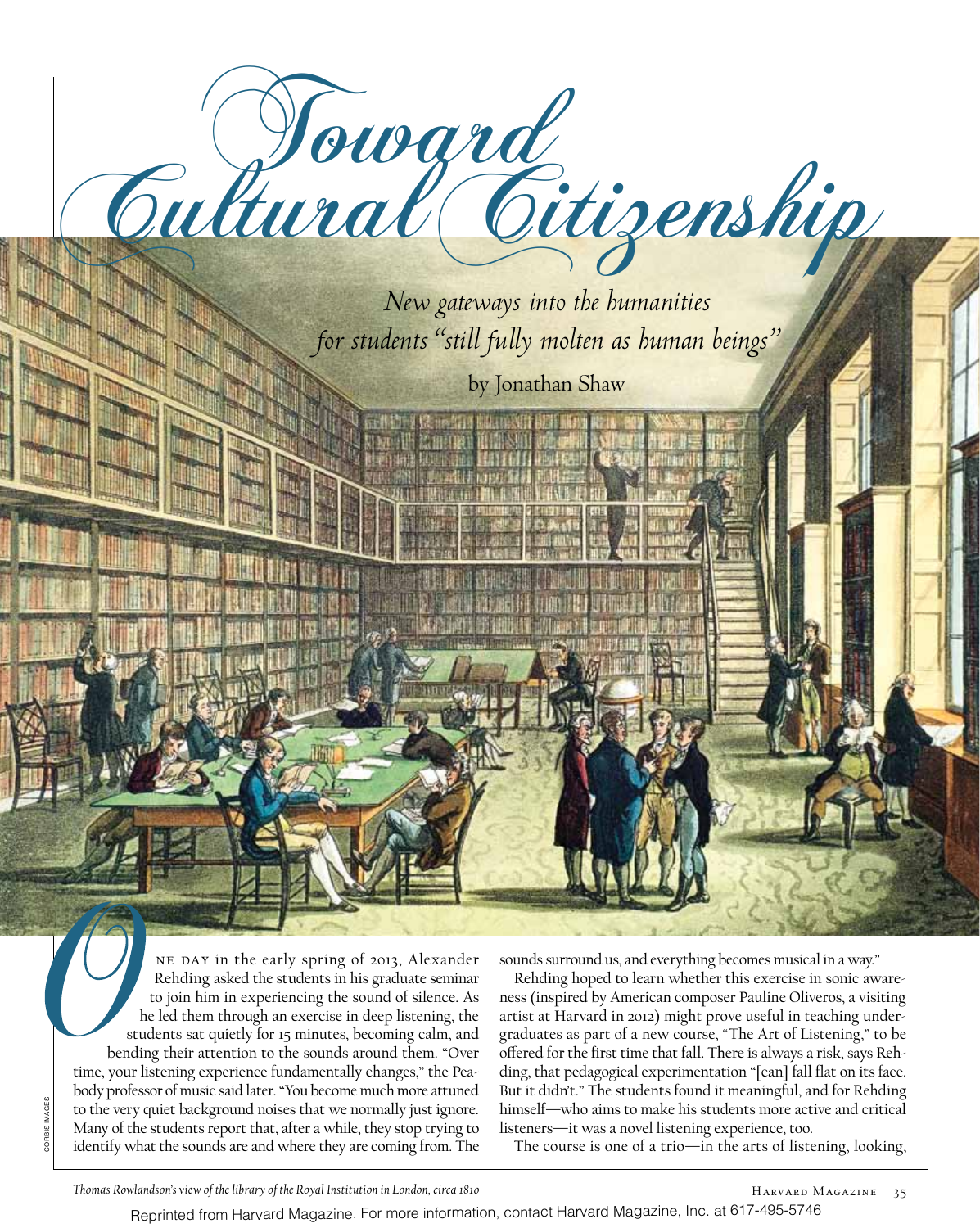# Toward Cultural Citizenship

*New gateways into the humanities for students "still fully molten as human beings"*

by Jonathan Shaw

One day in the early spring of 2013, Alexander Rehding asked the students in his graduate seminar to join him in experiencing the sound of silence. As he led them through an exercise in deep listening, the students sat quietly for 15 minutes, becoming calm, and bending their attention to the sounds around them. "Over time, your listening experience fundamentally changes," the Peabody professor of music said later. "You become much more attuned to the very quiet background noises that we normally just ignore. Many of the students report that, after a while, they stop trying to identify what the sounds are and where they are coming from. The sounds surround us, and everything becomes musical in a way."

Rehding hoped to learn whether this exercise in sonic awareness (inspired by American composer Pauline Oliveros, a visiting artist at Harvard in 2012) might prove useful in teaching undergraduates as part of a new course, "The Art of Listening," to be offered for the first time that fall. There is always a risk, says Rehding, that pedagogical experimentation "[can] fall flat on its face. But it didn't." The students found it meaningful, and for Rehding himself—who aims to make his students more active and critical listeners—it was a novel listening experience, too.

The course is one of a trio—in the arts of listening, looking,

*Thomas Rowlandson's view of the library of the Royal Institution in London, circa 1810*

CORBIS IMAGES

Reprinted from Harvard Magazine. For more information, contact Harvard Magazine, Inc. at 617-495-5746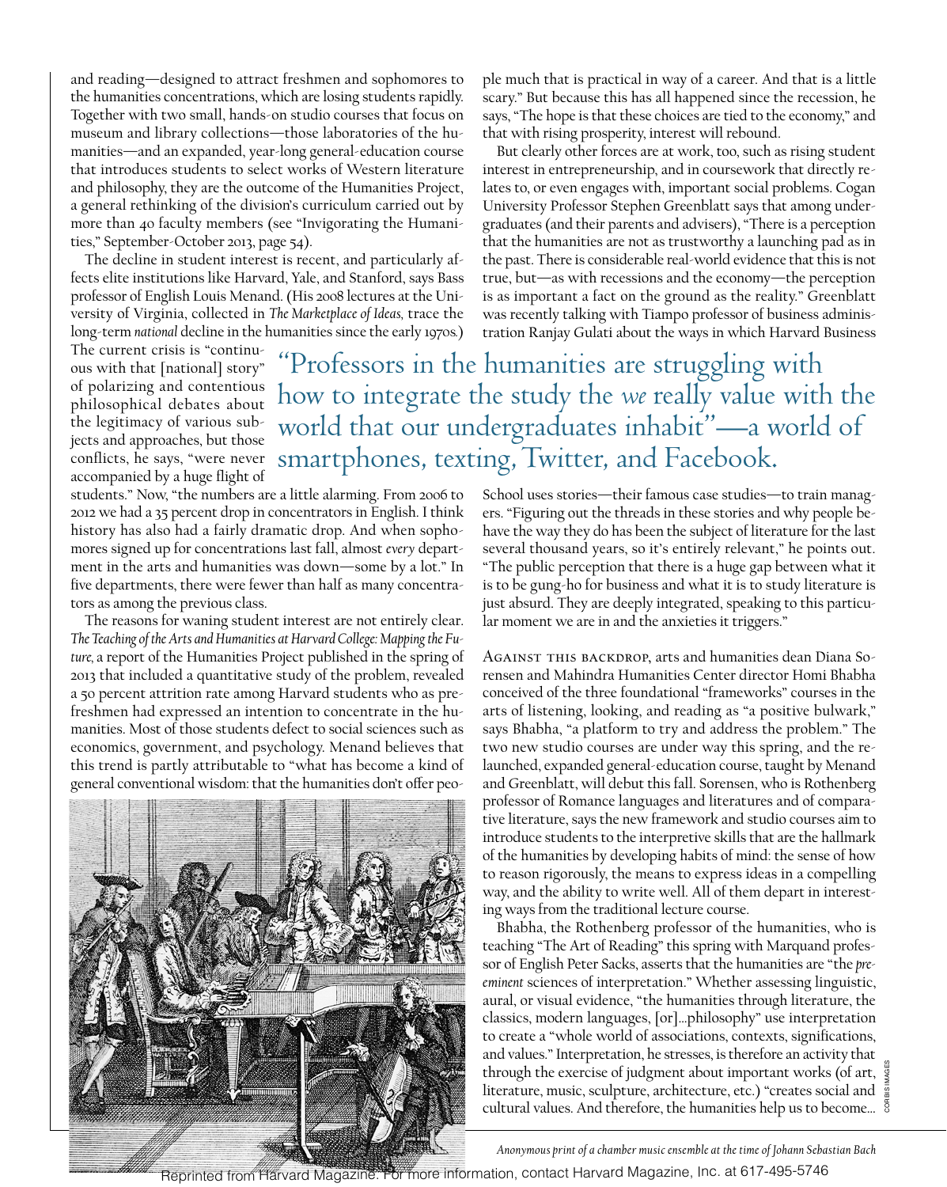and reading—designed to attract freshmen and sophomores to the humanities concentrations, which are losing students rapidly. Together with two small, hands-on studio courses that focus on museum and library collections—those laboratories of the humanities—and an expanded, year-long general-education course that introduces students to select works of Western literature and philosophy, they are the outcome of the Humanities Project, a general rethinking of the division's curriculum carried out by more than 40 faculty members (see "Invigorating the Humanities," September-October 2013, page 54).

The decline in student interest is recent, and particularly affects elite institutions like Harvard, Yale, and Stanford, says Bass professor of English Louis Menand. (His 2008 lectures at the University of Virginia, collected in *The Marketplace of Ideas,* trace the long-term *national* decline in the humanities since the early 1970s.) The current crisis is "continuous with that [national] story" of polarizing and contentious philosophical debates about the legitimacy of various subjects and approaches, but those conflicts, he says, "were never accompanied by a huge flight of students." Now, "the numbers are a little alarming. From 2006 to 2012 we had a 35 percent drop in concentrators in English. I think history has also had a fairly dramatic drop. And when sophomores signed up for concentrations last fall, almost *every* department in the arts and humanities was down—some by a lot." In five departments, there were fewer than half as many concentrators as among the previous class.

The reasons for waning student interest are not entirely clear. *The Teaching of the Arts and Humanities at Harvard College: Mapping the Future,* a report of the Humanities Project published in the spring of 2013 that included a quantitative study of the problem, revealed a 50 percent attrition rate among Harvard students who as prefreshmen had expressed an intention to concentrate in the humanities. Most of those students defect to social sciences such as economics, government, and psychology. Menand believes that this trend is partly attributable to "what has become a kind of general conventional wisdom: that the humanities don't offer people much that is practical in way of a career. And that is a little scary." But because this has all happened since the recession, he says, "The hope is that these choices are tied to the economy," and that with rising prosperity, interest will rebound.

But clearly other forces are at work, too, such as rising student interest in entrepreneurship, and in coursework that directly relates to, or even engages with, important social problems. Cogan University Professor Stephen Greenblatt says that among undergraduates (and their parents and advisers), "There is a perception that the humanities are not as trustworthy a launching pad as in the past. There is considerable real-world evidence that this is not true, but—as with recessions and the economy—the perception is as important a fact on the ground as the reality." Greenblatt was recently talking with Tiampo professor of business administration Ranjay Gulati about the ways in which Harvard Business School uses stories—their famous case studies—to train managers. "Figuring out the threads in these stories and why people behave the way they do has been the subject of literature for the last several thousand years, so it's entirely relevant," he points out. "The public perception that there is a huge gap between what it is to be gung-ho for business and what it is to study literature is just absurd. They are deeply integrated, speaking to this particular moment we are in and the anxieties it triggers."

> "Professors in the humanities are struggling with how to integrate the study the *we* really value with the world that our undergraduates inhabit"—a world of smartphones, texting, Twitter, and Facebook.

Against this backdrop, arts and humanities dean Diana Sorensen and Mahindra Humanities Center director Homi Bhabha conceived of the three foundational "frameworks" courses in the arts of listening, looking, and reading as "a positive bulwark," says Bhabha, "a platform to try and address the problem." The two new studio courses are under way this spring, and the relaunched, expanded general-education course, taught by Menand and Greenblatt, will debut this fall. Sorensen, who is Rothenberg professor of Romance languages and literatures and of comparative literature, says the new framework and studio courses aim to introduce students to the interpretive skills that are the hallmark of the humanities by developing habits of mind: the sense of how to reason rigorously, the means to express ideas in a compelling way, and the ability to write well. All of them depart in interesting ways from the traditional lecture course.

Bhabha, the Rothenberg professor of the humanities, who is teaching "The Art of Reading" this spring with Marquand professor of English Peter Sacks, asserts that the humanities are "the *preeminent* sciences of interpretation." Whether assessing linguistic, aural, or visual evidence, "the humanities through literature, the classics, modern languages, [or]…philosophy" use interpretation to create a "whole world of associations, contexts, significations, and values." Interpretation, he stresses, is therefore an activity that through the exercise of judgment about important works (of art, literature, music, sculpture, architecture, etc.) "creates social and cultural values. And therefore, the humanities help us to become…

CORBIS IMAGES

*Anonymous print of a chamber music ensemble at the time of Johann Sebastian Bach*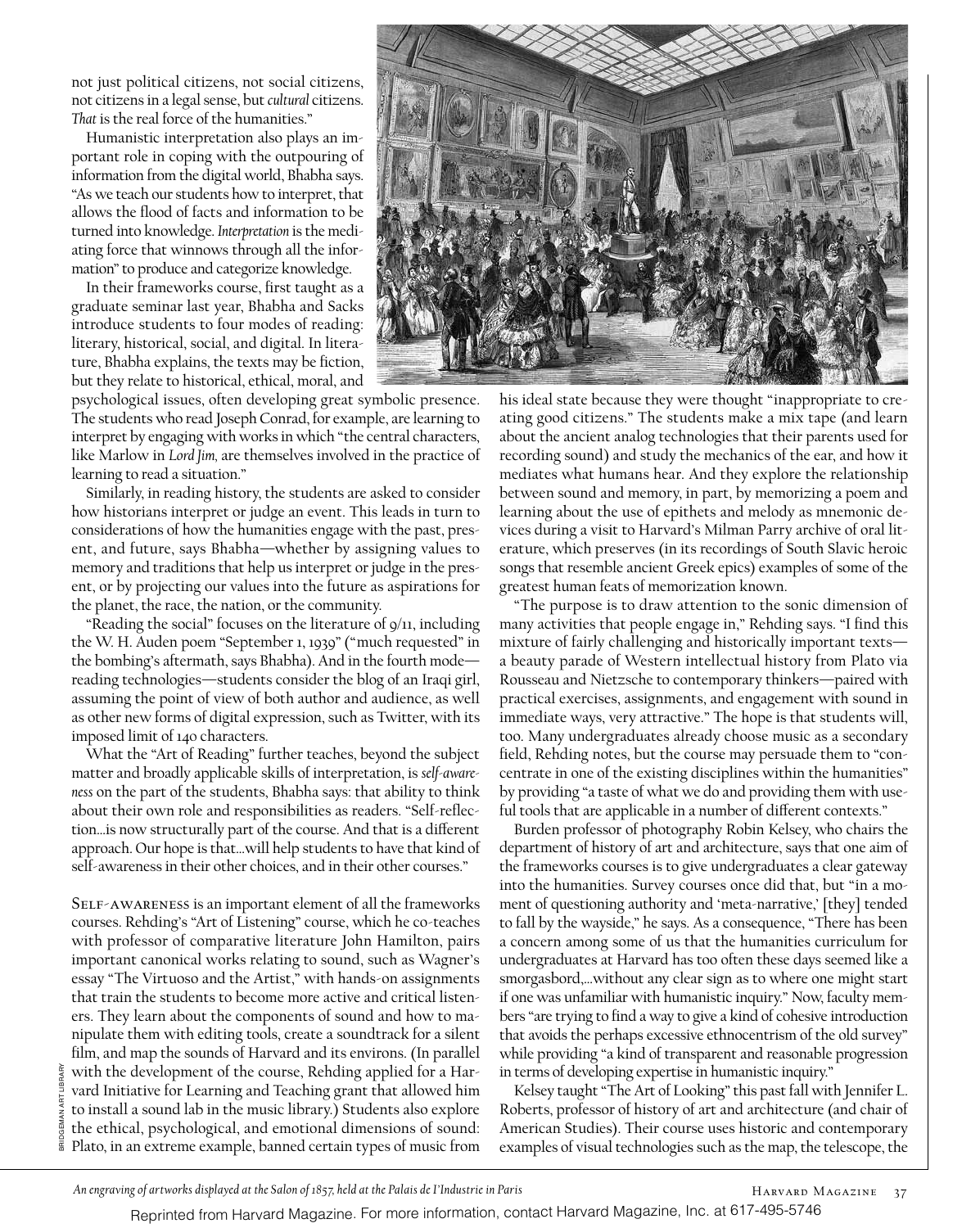not just political citizens, not social citizens, not citizens in a legal sense, but *cultural* citizens. *That* is the real force of the humanities."

Humanistic interpretation also plays an important role in coping with the outpouring of information from the digital world, Bhabha says. "As we teach our students how to interpret, that allows the flood of facts and information to be turned into knowledge. *Interpretation* is the mediating force that winnows through all the information" to produce and categorize knowledge.

In their frameworks course, first taught as a graduate seminar last year, Bhabha and Sacks introduce students to four modes of reading: literary, historical, social, and digital. In literature, Bhabha explains, the texts may be fiction, but they relate to historical, ethical, moral, and psychological issues, often developing great symbolic presence. The students who read Joseph Conrad, for example, are learning to interpret by engaging with works in which "the central characters, like Marlow in *Lord Jim,* are themselves involved in the practice of learning to read a situation."

Similarly, in reading history, the students are asked to consider how historians interpret or judge an event. This leads in turn to considerations of how the humanities engage with the past, present, and future, says Bhabha—whether by assigning values to memory and traditions that help us interpret or judge in the present, or by projecting our values into the future as aspirations for the planet, the race, the nation, or the community.

"Reading the social" focuses on the literature of 9/11, including the W. H. Auden poem "September 1, 1939" ("much requested" in the bombing's aftermath, says Bhabha). And in the fourth mode—reading technologies—students consider the blog of an Iraqi girl, assuming the point of view of both author and audience, as well as other new forms of digital expression, such as Twitter, with its imposed limit of 140 characters.

What the "Art of Reading" further teaches, beyond the subject matter and broadly applicable skills of interpretation, is *self-awareness* on the part of the students, Bhabha says: that ability to think about their own role and responsibilities as readers. "Self-reflection…is now structurally part of the course. And that is a different approach. Our hope is that…will help students to have that kind of self-awareness in their other choices, and in their other courses."

Self-awareness is an important element of all the frameworks courses. Rehding's "Art of Listening" course, which he co-teaches with professor of comparative literature John Hamilton, pairs important canonical works relating to sound, such as Wagner's essay "The Virtuoso and the Artist," with hands-on assignments that train the students to become more active and critical listeners. They learn about the components of sound and how to manipulate them with editing tools, create a soundtrack for a silent film, and map the sounds of Harvard and its environs. (In parallel with the development of the course, Rehding applied for a Harvard Initiative for Learning and Teaching grant that allowed him to install a sound lab in the music library.) Students also explore the ethical, psychological, and emotional dimensions of sound: Plato, in an extreme example, banned certain types of music from his ideal state because they were thought "inappropriate to creating good citizens." The students make a mix tape (and learn about the ancient analog technologies that their parents used for recording sound) and study the mechanics of the ear, and how it mediates what humans hear. And they explore the relationship between sound and memory, in part, by memorizing a poem and learning about the use of epithets and melody as mnemonic devices during a visit to Harvard's Milman Parry archive of oral literature, which preserves (in its recordings of South Slavic heroic songs that resemble ancient Greek epics) examples of some of the greatest human feats of memorization known.

"The purpose is to draw attention to the sonic dimension of many activities that people engage in," Rehding says. "I find this mixture of fairly challenging and historically important texts—a beauty parade of Western intellectual history from Plato via Rousseau and Nietzsche to contemporary thinkers—paired with practical exercises, assignments, and engagement with sound in immediate ways, very attractive." The hope is that students will, too. Many undergraduates already choose music as a secondary field, Rehding notes, but the course may persuade them to "concentrate in one of the existing disciplines within the humanities" by providing "a taste of what we do and providing them with useful tools that are applicable in a number of different contexts."

Burden professor of photography Robin Kelsey, who chairs the department of history of art and architecture, says that one aim of the frameworks courses is to give undergraduates a clear gateway into the humanities. Survey courses once did that, but "in a moment of questioning authority and 'meta-narrative,' [they] tended to fall by the wayside," he says. As a consequence, "There has been a concern among some of us that the humanities curriculum for undergraduates at Harvard has too often these days seemed like a smorgasbord,…without any clear sign as to where one might start if one was unfamiliar with humanistic inquiry." Now, faculty members "are trying to find a way to give a kind of cohesive introduction that avoids the perhaps excessive ethnocentrism of the old survey" while providing "a kind of transparent and reasonable progression in terms of developing expertise in humanistic inquiry."

Kelsey taught "The Art of Looking" this past fall with Jennifer L. Roberts, professor of history of art and architecture (and chair of American Studies). Their course uses historic and contemporary examples of visual technologies such as the map, the telescope, the

BRIDGEMAN ART LIBRARY

*An engraving of artworks displayed at the Salon of 1857, held at the Palais de l'Industrie in Paris*

Reprinted from Harvard Magazine. For more information, contact Harvard Magazine, Inc. at 617-495-5746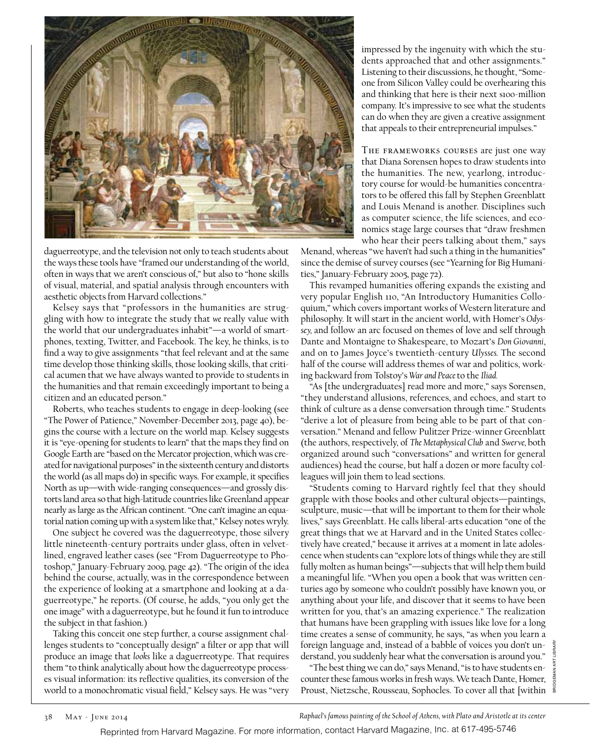daguerreotype, and the television not only to teach students about the ways these tools have "framed our understanding of the world, often in ways that we aren't conscious of," but also to "hone skills of visual, material, and spatial analysis through encounters with aesthetic objects from Harvard collections."

Kelsey says that "professors in the humanities are struggling with how to integrate the study that *we* really value with the world that our undergraduates inhabit"—a world of smartphones, texting, Twitter, and Facebook. The key, he thinks, is to find a way to give assignments "that feel relevant and at the same time develop those thinking skills, those looking skills, that critical acumen that we have always wanted to provide to students in the humanities and that remain exceedingly important to being a citizen and an educated person."

Roberts, who teaches students to engage in deep-looking (see "The Power of Patience," November-December 2013, page 40), begins the course with a lecture on the world map. Kelsey suggests it is "eye-opening for students to learn" that the maps they find on Google Earth are "based on the Mercator projection, which was created for navigational purposes" in the sixteenth century and distorts the world (as all maps do) in specific ways. For example, it specifies North as up—with wide-ranging consequences—and grossly distorts land area so that high-latitude countries like Greenland appear nearly as large as the African continent. "One can't imagine an equatorial nation coming up with a system like that," Kelsey notes wryly.

One subject he covered was the daguerreotype, those silvery little nineteenth-century portraits under glass, often in velvet-lined, engraved leather cases (see "From Daguerreotype to Photoshop," January-February 2009, page 42). "The origin of the idea behind the course, actually, was in the correspondence between the experience of looking at a smartphone and looking at a daguerreotype," he reports. (Of course, he adds, "you only get the one image" with a daguerreotype, but he found it fun to introduce the subject in that fashion.)

Taking this conceit one step further, a course assignment challenges students to "conceptually design" a filter or app that will produce an image that *looks* like a daguerreotype. That requires them "to think analytically about how the daguerreotype processes visual information: its reflective qualities, its conversion of the world to a monochromatic visual field," Kelsey says. He was "very impressed by the ingenuity with which the students approached that and other assignments." Listening to their discussions, he thought, "Someone from Silicon Valley could be overhearing this and thinking that here is their next $100-million company. It's impressive to see what the students can do when they are given a creative assignment that appeals to their entrepreneurial impulses."

The frameworks courses are just one way that Diana Sorensen hopes to draw students into the humanities. The new, yearlong, introductory course for would-be humanities concentrators to be offered this fall by Stephen Greenblatt and Louis Menand is another. Disciplines such as computer science, the life sciences, and economics stage large courses that "draw freshmen who hear their peers talking about them," says Menand, whereas "we haven't had such a thing in the humanities" since the demise of survey courses (see "Yearning for Big Humanities," January-February 2005, page 72).

This revamped humanities offering expands the existing and very popular English 110, "An Introductory Humanities Colloquium," which covers important works of Western literature and philosophy. It will start in the ancient world, with Homer's *Odyssey,* and follow an arc focused on themes of love and self through Dante and Montaigne to Shakespeare, to Mozart's *Don Giovanni*, and on to James Joyce's twentieth-century *Ulysses.* The second half of the course will address themes of war and politics, working backward from Tolstoy's *War and Peace* to the *Iliad.*

"As [the undergraduates] read more and more," says Sorensen, "they understand allusions, references, and echoes, and start to think of culture as a dense conversation through time." Students "derive a lot of pleasure from being able to be part of that conversation." Menand and fellow Pulitzer Prize-winner Greenblatt (the authors, respectively, of *The Metaphysical Club* and *Swerve,* both organized around such "conversations" and written for general audiences) head the course, but half a dozen or more faculty colleagues will join them to lead sections.

"Students coming to Harvard rightly feel that they should grapple with those books and other cultural objects—paintings, sculpture, music—that will be important to them for their whole lives," says Greenblatt. He calls liberal-arts education "one of the great things that we at Harvard and in the United States collectively have created," because it arrives at a moment in late adolescence when students can "explore lots of things while they are still fully molten as human beings"—subjects that will help them build a meaningful life. "When you open a book that was written centuries ago by someone who couldn't possibly have known you, or anything about your life, and discover that it seems to have been written for you, that's an amazing experience." The realization that humans have been grappling with issues like love for a long time creates a sense of community, he says, "as when you learn a foreign language and, instead of a babble of voices you don't understand, you suddenly hear what the conversation is around you."

"The best thing we can do," says Menand, "is to have students encounter these famous works in fresh ways. We teach Dante, Homer, Proust, Nietzsche, Rousseau, Sophocles. To cover all that [within

*Raphael's famous painting of the School of Athens, with Plato and Aristotle at its center*

Bridgeman Art Library

Reprinted from Harvard Magazine. For more information, contact Harvard Magazine, Inc. at 617-495-5746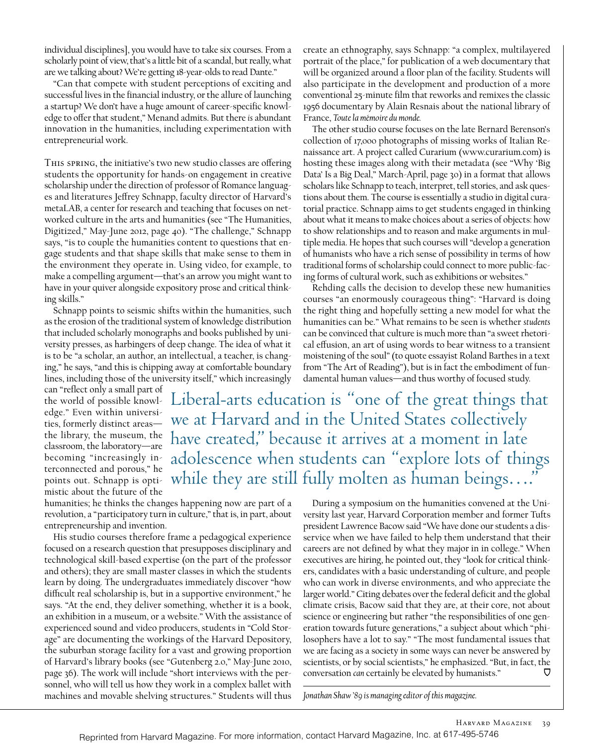individual disciplines], you would have to take six courses. From a scholarly point of view, that's a little bit of a scandal, but really, what are we talking about? We're getting 18-year-olds to read Dante."

"Can that compete with student perceptions of exciting and successful lives in the financial industry, or the allure of launching a startup? We don't have a huge amount of career-specific knowledge to offer that student," Menand admits. But there *is* abundant innovation in the humanities, including experimentation with entrepreneurial work.

This spring, the initiative's two new studio classes are offering students the opportunity for hands-on engagement in creative scholarship under the direction of professor of Romance languages and literatures Jeffrey Schnapp, faculty director of Harvard's metaLAB, a center for research and teaching that focuses on networked culture in the arts and humanities (see "The Humanities, Digitized," May-June 2012, page 40). "The challenge," Schnapp says, "is to couple the humanities content to questions that engage students and that shape skills that make sense to them in the environment they operate in. Using video, for example, to make a compelling argument—that's an arrow you might want to have in your quiver alongside expository prose and critical thinking skills."

Schnapp points to seismic shifts within the humanities, such as the erosion of the traditional system of knowledge distribution that included scholarly monographs and books published by university presses, as harbingers of deep change. The idea of what it is to be "a scholar, an author, an intellectual, a teacher, is changing," he says, "and this is chipping away at comfortable boundary lines, including those of the university itself," which increasingly can "reflect only a small part of the world of possible knowledge." Even within universities, formerly distinct areas—the library, the museum, the classroom, the laboratory—are becoming "increasingly interconnected and porous," he points out. Schnapp is optimistic about the future of the humanities; he thinks the changes happening now are part of a revolution, a "participatory turn in culture," that is, in part, about entrepreneurship and invention.

His studio courses therefore frame a pedagogical experience focused on a research question that presupposes disciplinary and technological skill-based expertise (on the part of the professor and others); they are small master classes in which the students learn by doing. The undergraduates immediately discover "how difficult real scholarship is, but in a supportive environment," he says. "At the end, they deliver something, whether it is a book, an exhibition in a museum, or a website." With the assistance of experienced sound and video producers, students in "Cold Storage" are documenting the workings of the Harvard Depository, the suburban storage facility for a vast and growing proportion of Harvard's library books (see "Gutenberg 2.0," May-June 2010, page 36). The work will include "short interviews with the personnel, who will tell us how they work in a complex ballet with machines and movable shelving structures." Students will thus create an ethnography, says Schnapp: "a complex, multilayered portrait of the place," for publication of a web documentary that will be organized around a floor plan of the facility. Students will also participate in the development and production of a more conventional 25-minute film that reworks and remixes the classic 1956 documentary by Alain Resnais about the national library of France, *Toute la mémoire du monde.*

The other studio course focuses on the late Bernard Berenson's collection of 17,000 photographs of missing works of Italian Renaissance art. A project called Curarium (www.curarium.com) is hosting these images along with their metadata (see "Why 'Big Data' Is a Big Deal," March-April, page 30) in a format that allows scholars like Schnapp to teach, interpret, tell stories, and ask questions about them. The course is essentially a studio in digital curatorial practice. Schnapp aims to get students engaged in thinking about what it means to make choices about a series of objects: how to show relationships and to reason and make arguments in multiple media. He hopes that such courses will "develop a generation of humanists who have a rich sense of possibility in terms of how traditional forms of scholarship could connect to more public-facing forms of cultural work, such as exhibitions or websites."

Rehding calls the decision to develop these new humanities courses "an enormously courageous thing": "Harvard is doing the right thing and hopefully setting a new model for what the humanities can be." What remains to be seen is whether *students* can be convinced that culture is much more than "a sweet rhetorical effusion, an art of using words to bear witness to a transient moistening of the soul" (to quote essayist Roland Barthes in a text from "The Art of Reading"), but is in fact the embodiment of fundamental human values—and thus worthy of focused study.

> Liberal-arts education is "one of the great things that we at Harvard and in the United States collectively have created," because it arrives at a moment in late adolescence when students can "explore lots of things while they are still fully molten as human beings…"

During a symposium on the humanities convened at the University last year, Harvard Corporation member and former Tufts president Lawrence Bacow said "We have done our students a disservice when we have failed to help them understand that their careers are not defined by what they major in in college." When executives are hiring, he pointed out, they "look for critical thinkers, candidates with a basic understanding of culture, and people who can work in diverse environments, and who appreciate the larger world." Citing debates over the federal deficit and the global climate crisis, Bacow said that they are, at their core, not about science or engineering but rather "the responsibilities of one generation towards future generations," a subject about which "philosophers have a lot to say." "The most fundamental issues that we are facing as a society in some ways can never be answered by scientists, or by social scientists," he emphasized. "But, in fact, the conversation *can* certainly be elevated by humanists."

*Jonathan Shaw '89 is managing editor of this magazine.*

Reprinted from Harvard Magazine. For more information, contact Harvard Magazine, Inc. at 617-495-5746